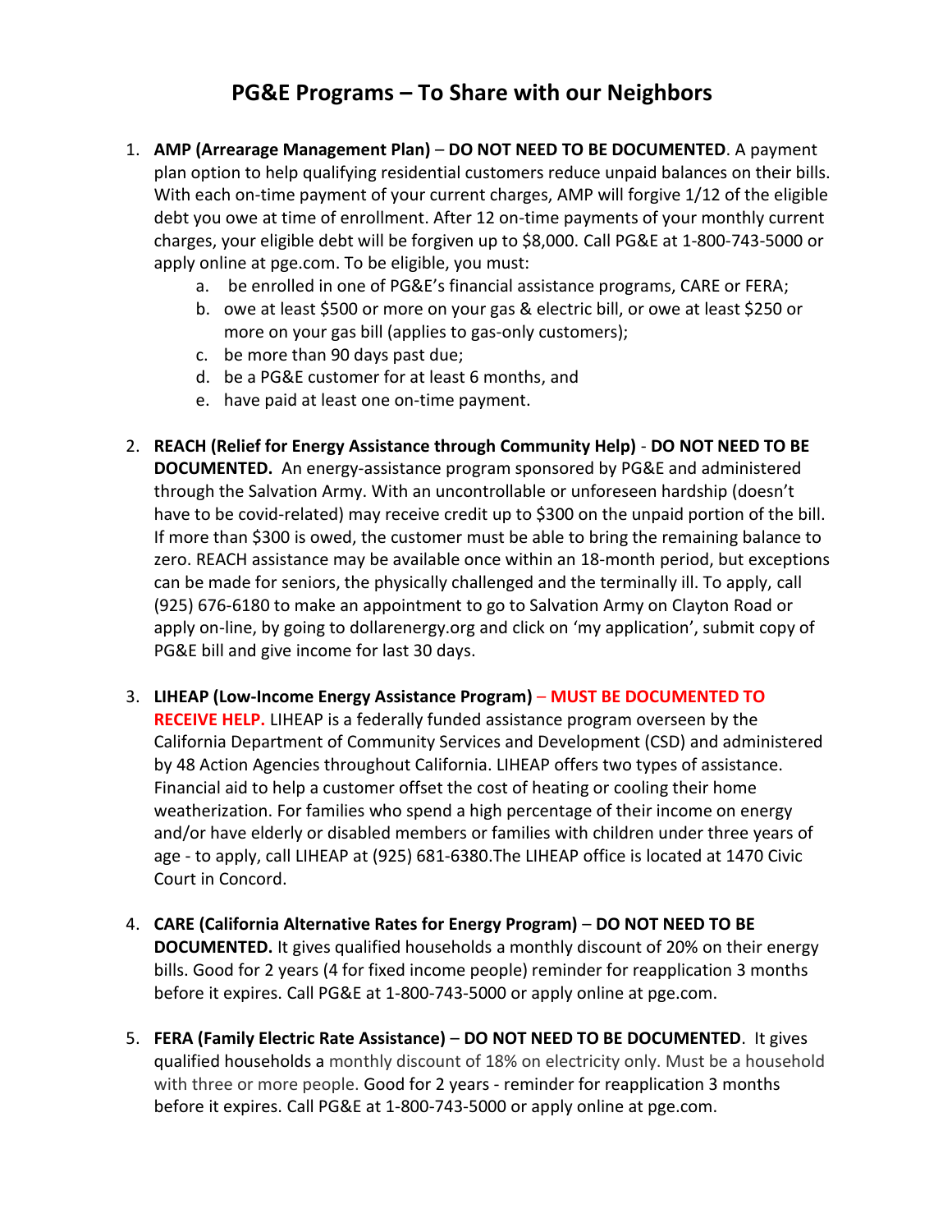# PG&E Programs – To Share with our Neighbors

1. **AMP (Arrearage Management Plan)** – **DO NOT NEED TO BE DOCUMENTED**. A payment plan option to help qualifying residential customers reduce unpaid balances on their bills. With each on-time payment of your current charges, AMP will forgive 1/12 of the eligible debt you owe at time of enrollment. After 12 on-time payments of your monthly current charges, your eligible debt will be forgiven up to $8,000. Call PG&E at 1-800-743-5000 or apply online at pge.com. To be eligible, you must:
   a. be enrolled in one of PG&E's financial assistance programs, CARE or FERA;
   b. owe at least $500 or more on your gas & electric bill, or owe at least $250 or more on your gas bill (applies to gas-only customers);
   c. be more than 90 days past due;
   d. be a PG&E customer for at least 6 months, and
   e. have paid at least one on-time payment.

2. **REACH (Relief for Energy Assistance through Community Help)** - **DO NOT NEED TO BE DOCUMENTED.** An energy-assistance program sponsored by PG&E and administered through the Salvation Army. With an uncontrollable or unforeseen hardship (doesn't have to be covid-related) may receive credit up to $300 on the unpaid portion of the bill. If more than $300 is owed, the customer must be able to bring the remaining balance to zero. REACH assistance may be available once within an 18-month period, but exceptions can be made for seniors, the physically challenged and the terminally ill. To apply, call (925) 676-6180 to make an appointment to go to Salvation Army on Clayton Road or apply on-line, by going to dollarenergy.org and click on 'my application', submit copy of PG&E bill and give income for last 30 days.

3. **LIHEAP (Low-Income Energy Assistance Program)** – **MUST BE DOCUMENTED TO RECEIVE HELP.** LIHEAP is a federally funded assistance program overseen by the California Department of Community Services and Development (CSD) and administered by 48 Action Agencies throughout California. LIHEAP offers two types of assistance. Financial aid to help a customer offset the cost of heating or cooling their home weatherization. For families who spend a high percentage of their income on energy and/or have elderly or disabled members or families with children under three years of age - to apply, call LIHEAP at (925) 681-6380.The LIHEAP office is located at 1470 Civic Court in Concord.

4. **CARE (California Alternative Rates for Energy Program)** – **DO NOT NEED TO BE DOCUMENTED.** It gives qualified households a monthly discount of 20% on their energy bills. Good for 2 years (4 for fixed income people) reminder for reapplication 3 months before it expires. Call PG&E at 1-800-743-5000 or apply online at pge.com.

5. **FERA (Family Electric Rate Assistance)** – **DO NOT NEED TO BE DOCUMENTED**. It gives qualified households a monthly discount of 18% on electricity only. Must be a household with three or more people. Good for 2 years - reminder for reapplication 3 months before it expires. Call PG&E at 1-800-743-5000 or apply online at pge.com.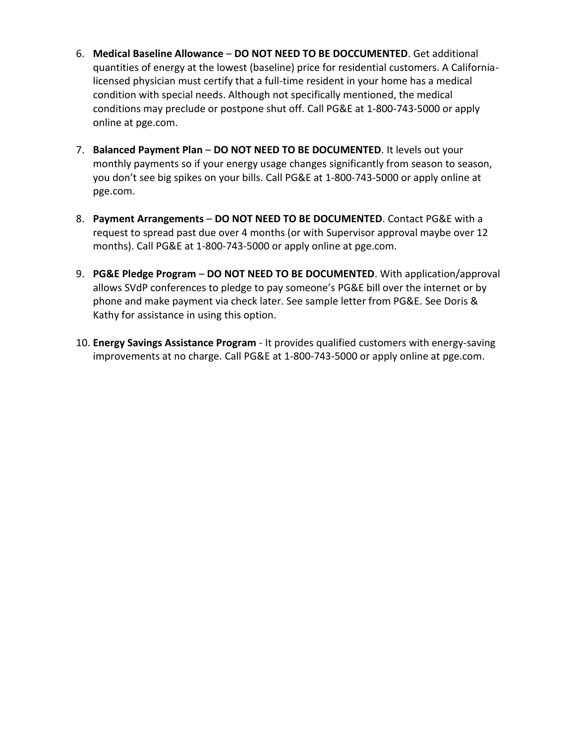6. **Medical Baseline Allowance** – **DO NOT NEED TO BE DOCCUMENTED**. Get additional quantities of energy at the lowest (baseline) price for residential customers. A California-licensed physician must certify that a full-time resident in your home has a medical condition with special needs. Although not specifically mentioned, the medical conditions may preclude or postpone shut off. Call PG&E at 1-800-743-5000 or apply online at pge.com.

7. **Balanced Payment Plan** – **DO NOT NEED TO BE DOCUMENTED**. It levels out your monthly payments so if your energy usage changes significantly from season to season, you don't see big spikes on your bills. Call PG&E at 1-800-743-5000 or apply online at pge.com.

8. **Payment Arrangements** – **DO NOT NEED TO BE DOCUMENTED**. Contact PG&E with a request to spread past due over 4 months (or with Supervisor approval maybe over 12 months). Call PG&E at 1-800-743-5000 or apply online at pge.com.

9. **PG&E Pledge Program** – **DO NOT NEED TO BE DOCUMENTED**. With application/approval allows SVdP conferences to pledge to pay someone's PG&E bill over the internet or by phone and make payment via check later. See sample letter from PG&E. See Doris & Kathy for assistance in using this option.

10. **Energy Savings Assistance Program** - It provides qualified customers with energy-saving improvements at no charge. Call PG&E at 1-800-743-5000 or apply online at pge.com.